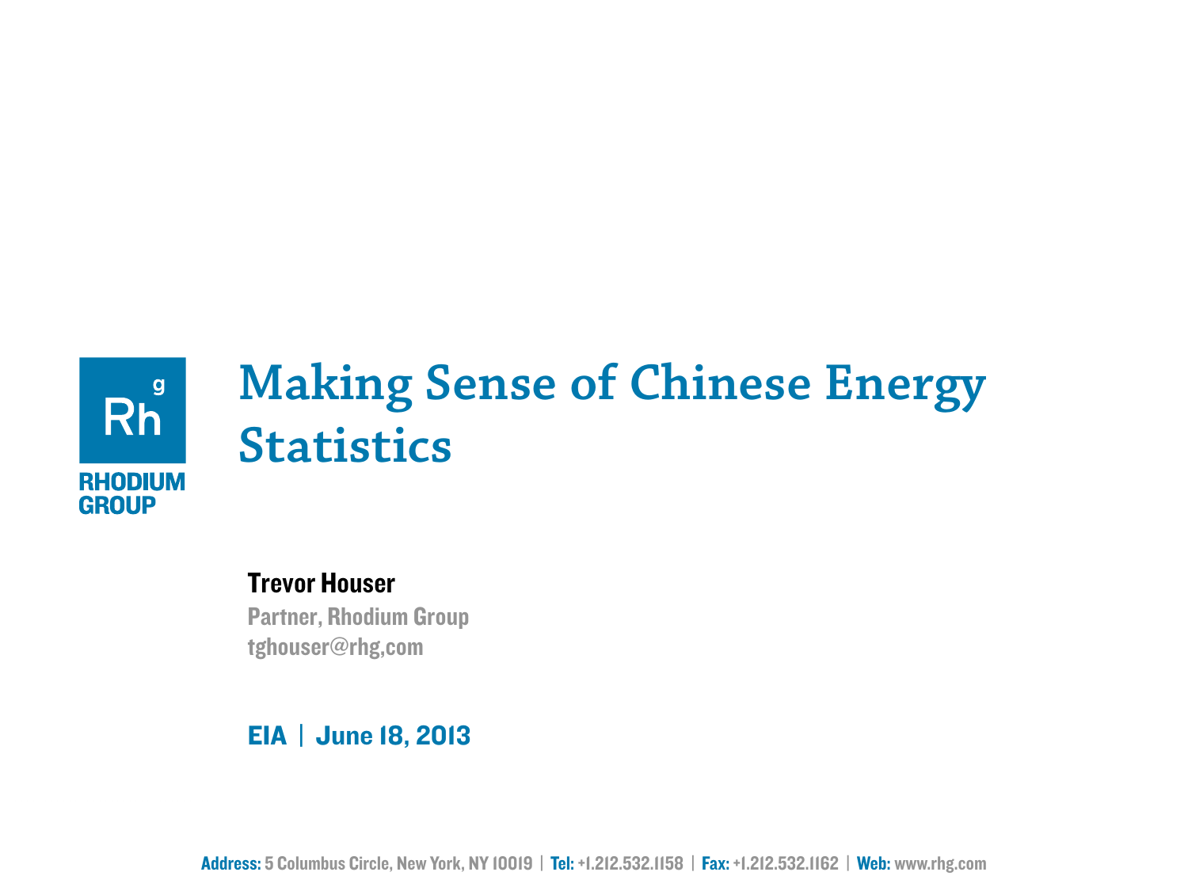RHODIUM GROUP

# Making Sense of Chinese Energy Statistics

**Trevor Houser**

Partner, Rhodium Group

tghouser@rhg,com

**EIA | June 18, 2013**

**Address:** 5 Columbus Circle, New York, NY 10019 | **Tel:** +1.212.532.1158 | **Fax:** +1.212.532.1162 | **Web:** www.rhg.com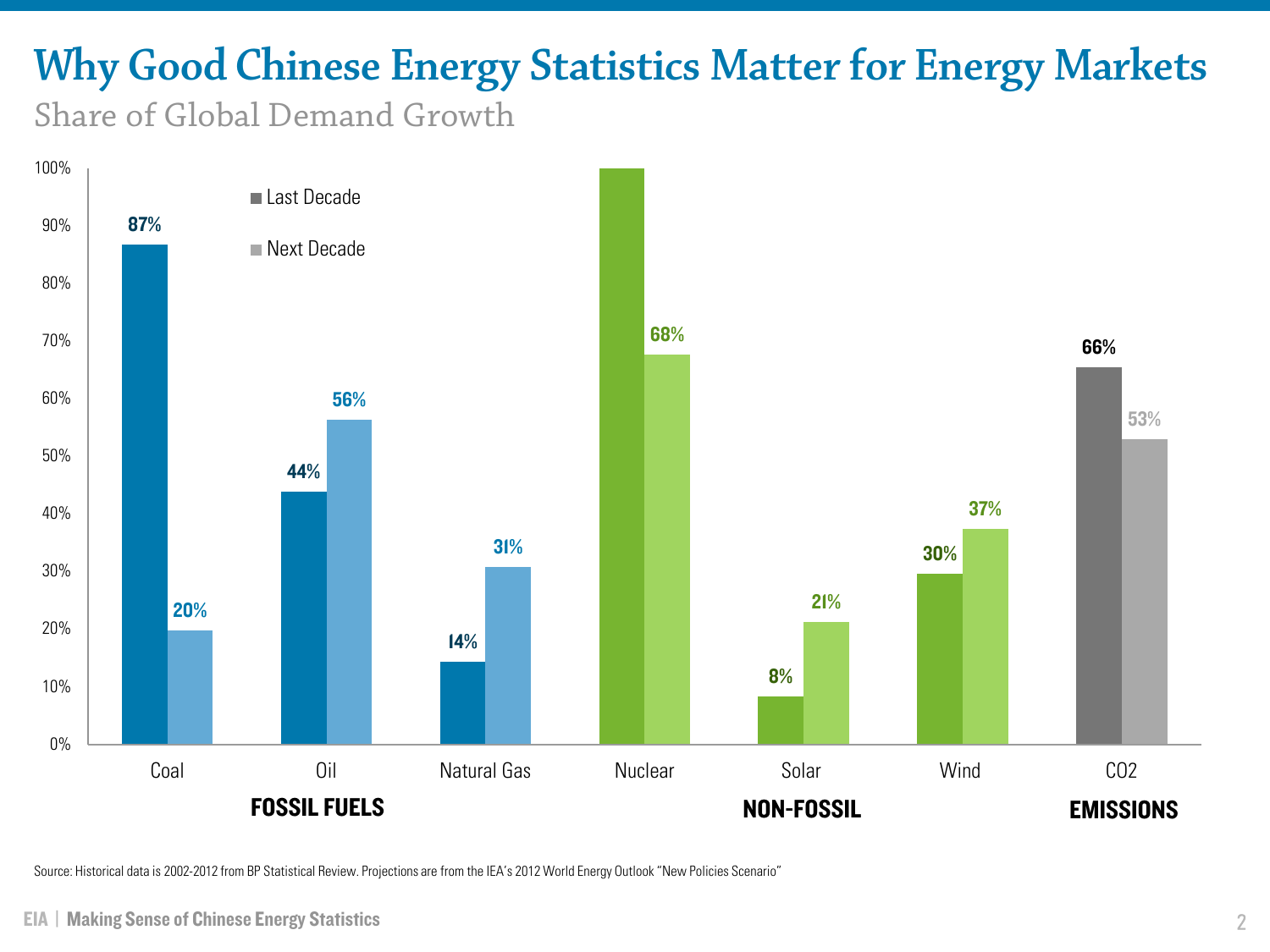# Why Good Chinese Energy Statistics Matter for Energy Markets

## Share of Global Demand Growth

| Category | | Last Decade | Next Decade |
|---|---|---|---|
| FOSSIL FUELS | Coal | 87% | 20% |
| | Oil | 44% | 56% |
| | Natural Gas | 14% | 31% |
| NON-FOSSIL | Nuclear | 100% | 68% |
| | Solar | 8% | 21% |
| | Wind | 30% | 37% |
| EMISSIONS | CO2 | 66% | 53% |

Source: Historical data is 2002-2012 from BP Statistical Review. Projections are from the IEA's 2012 World Energy Outlook "New Policies Scenario"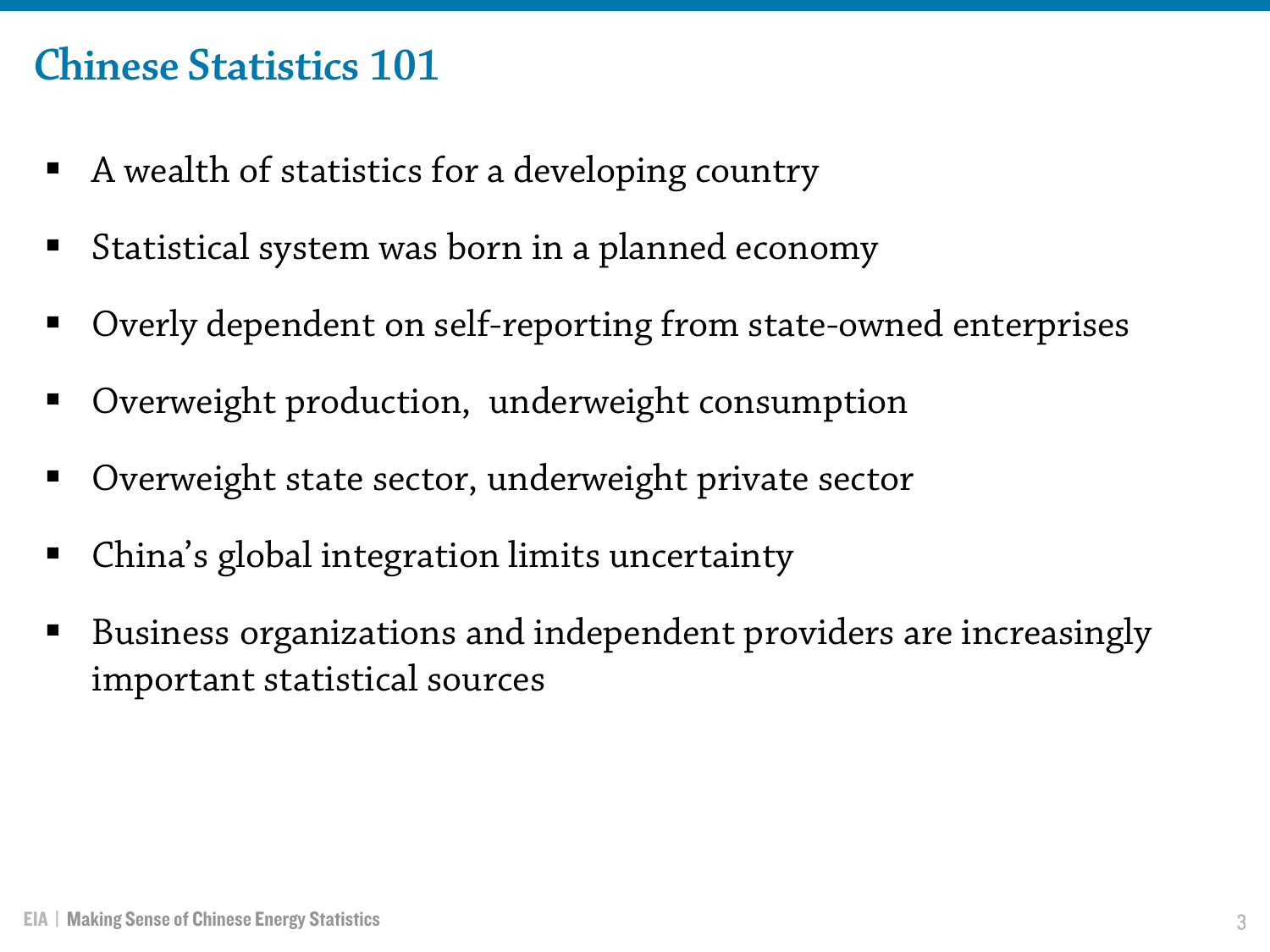# Chinese Statistics 101

- A wealth of statistics for a developing country
- Statistical system was born in a planned economy
- Overly dependent on self-reporting from state-owned enterprises
- Overweight production, underweight consumption
- Overweight state sector, underweight private sector
- China's global integration limits uncertainty
- Business organizations and independent providers are increasingly important statistical sources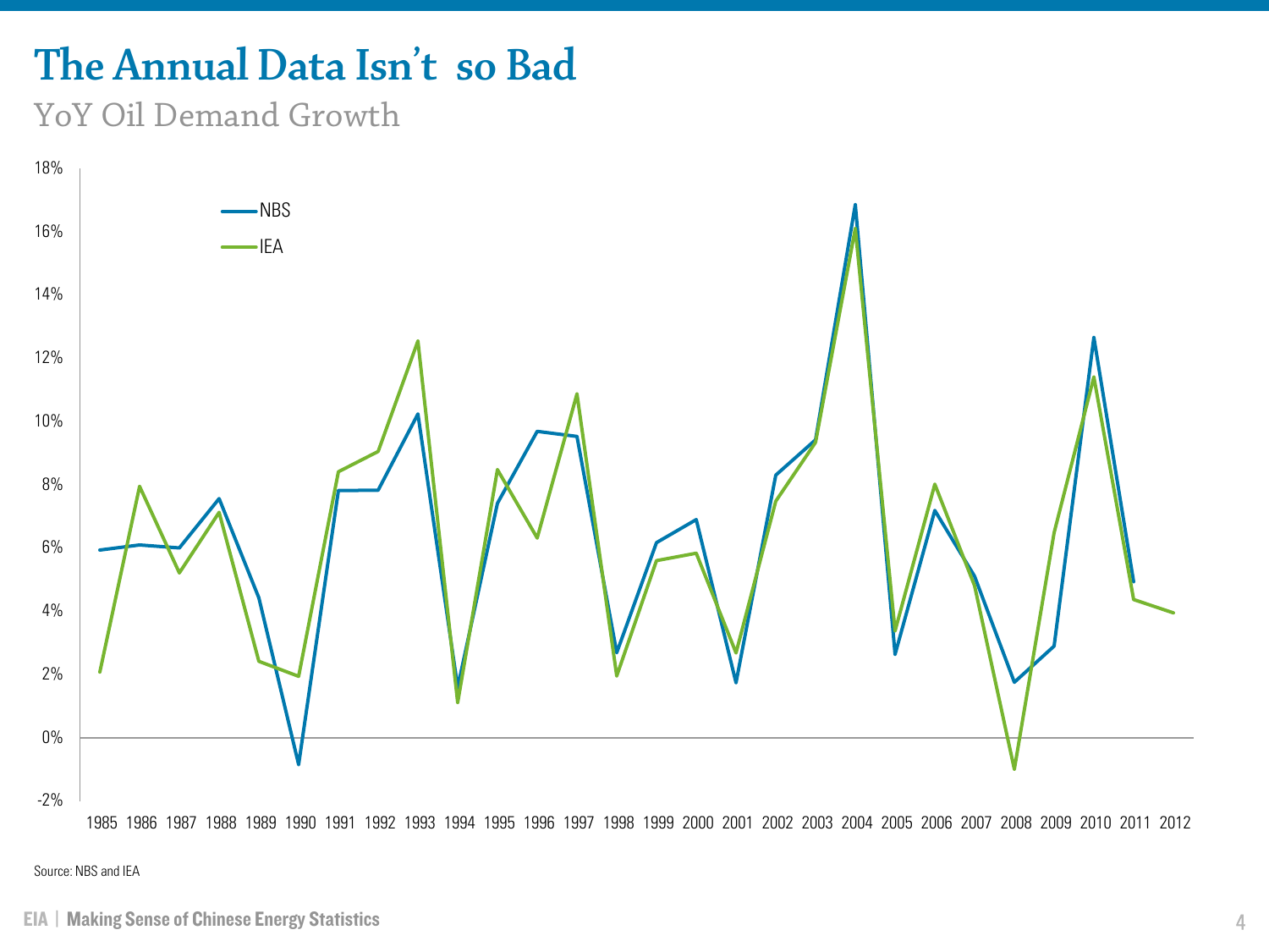# The Annual Data Isn't so Bad

YoY Oil Demand Growth

Source: NBS and IEA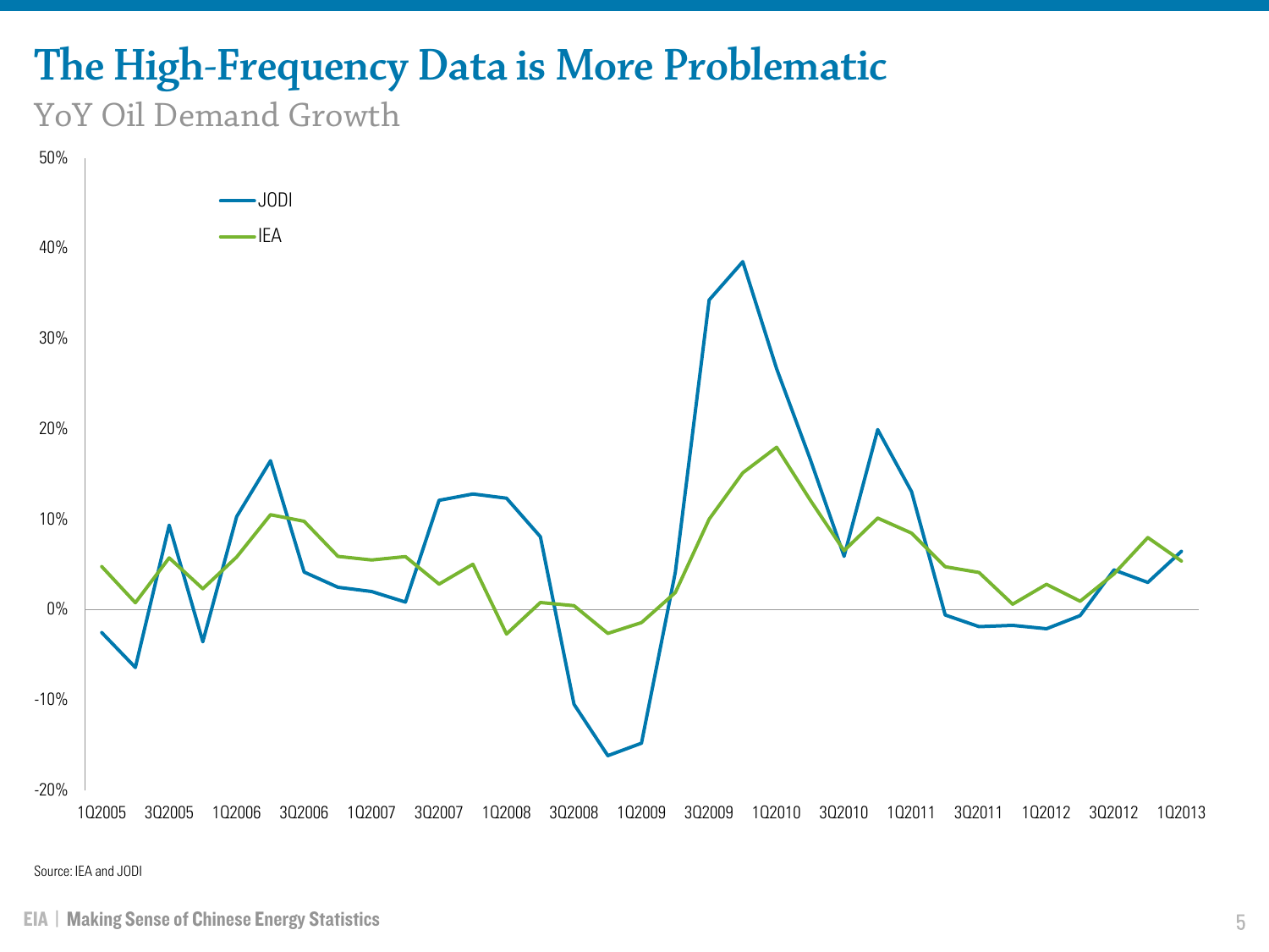# The High-Frequency Data is More Problematic

## YoY Oil Demand Growth

Legend: JODI, IEA

Y-axis: 50%, 40%, 30%, 20%, 10%, 0%, -10%, -20%

X-axis: 1Q2005, 3Q2005, 1Q2006, 3Q2006, 1Q2007, 3Q2007, 1Q2008, 3Q2008, 1Q2009, 3Q2009, 1Q2010, 3Q2010, 1Q2011, 3Q2011, 1Q2012, 3Q2012, 1Q2013

Source: IEA and JODI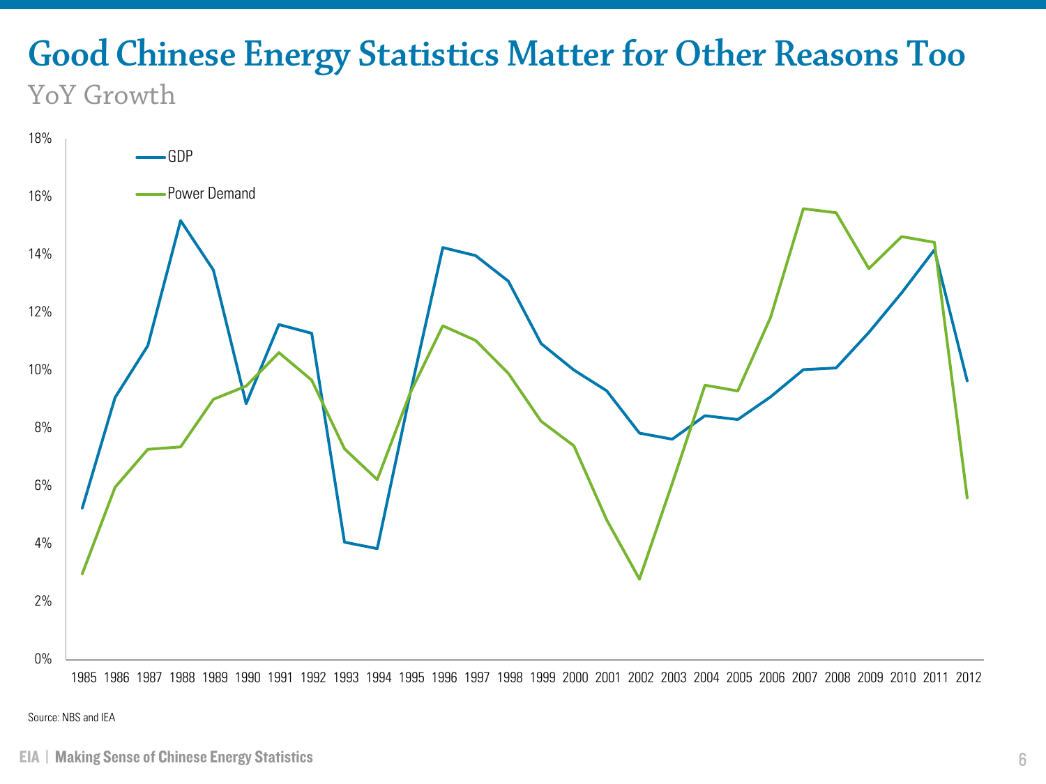# Good Chinese Energy Statistics Matter for Other Reasons Too

YoY Growth

Legend: GDP; Power Demand

Y-axis: 0%, 2%, 4%, 6%, 8%, 10%, 12%, 14%, 16%, 18%

X-axis: 1985, 1986, 1987, 1988, 1989, 1990, 1991, 1992, 1993, 1994, 1995, 1996, 1997, 1998, 1999, 2000, 2001, 2002, 2003, 2004, 2005, 2006, 2007, 2008, 2009, 2010, 2011, 2012

Source: NBS and IEA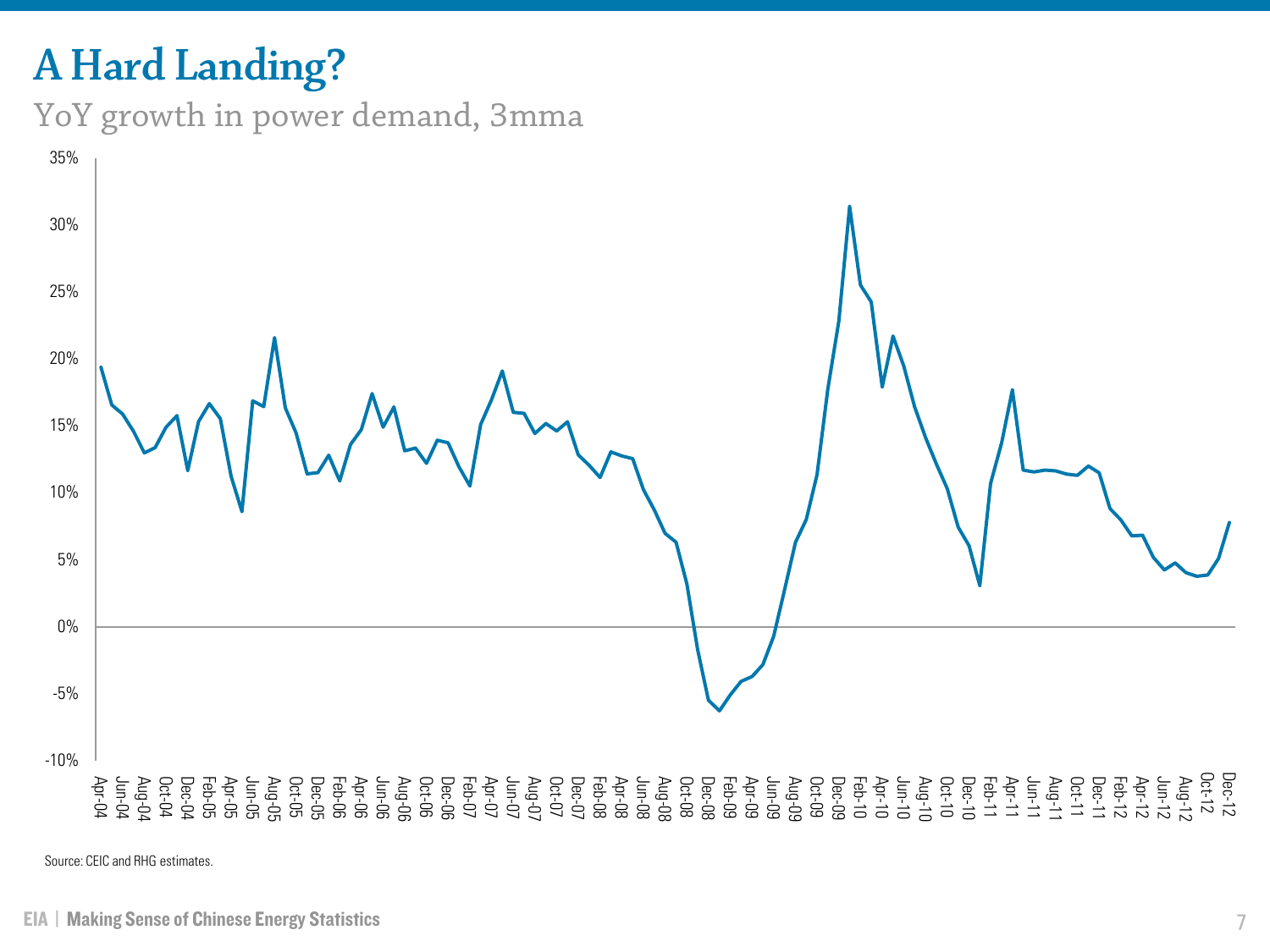# A Hard Landing?

YoY growth in power demand, 3mma

Source: CEIC and RHG estimates.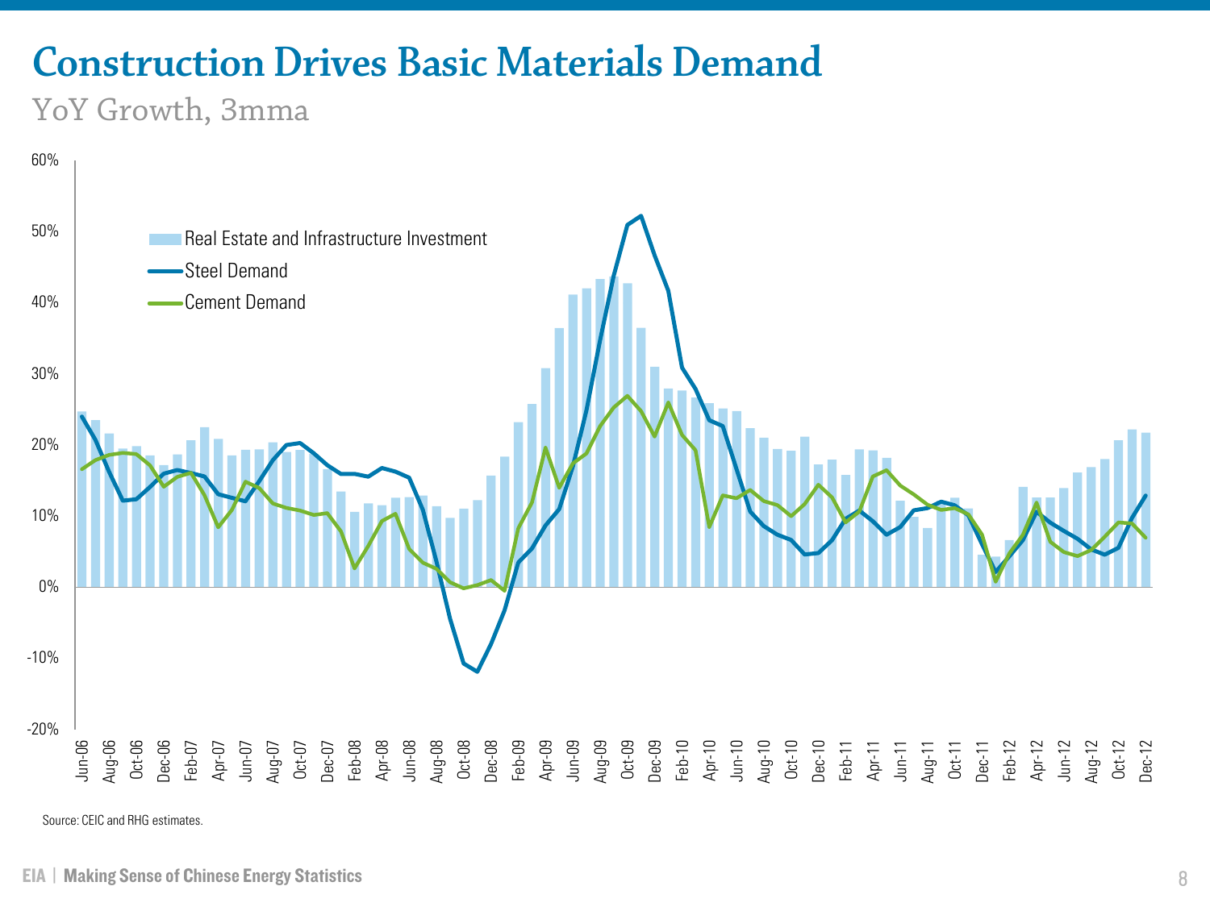# Construction Drives Basic Materials Demand

YoY Growth, 3mma

Source: CEIC and RHG estimates.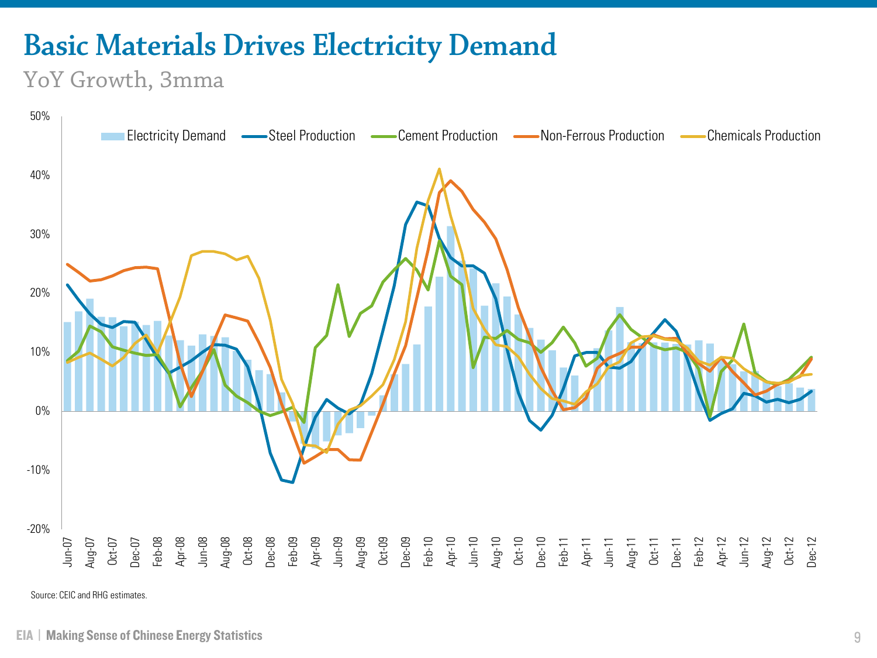# Basic Materials Drives Electricity Demand

YoY Growth, 3mma

Electricity Demand | Steel Production | Cement Production | Non-Ferrous Production | Chemicals Production

50%
40%
30%
20%
10%
0%
-10%
-20%

Jun-07 Aug-07 Oct-07 Dec-07 Feb-08 Apr-08 Jun-08 Aug-08 Oct-08 Dec-08 Feb-09 Apr-09 Jun-09 Aug-09 Oct-09 Dec-09 Feb-10 Apr-10 Jun-10 Aug-10 Oct-10 Dec-10 Feb-11 Apr-11 Jun-11 Aug-11 Oct-11 Dec-11 Feb-12 Apr-12 Jun-12 Aug-12 Oct-12 Dec-12

Source: CEIC and RHG estimates.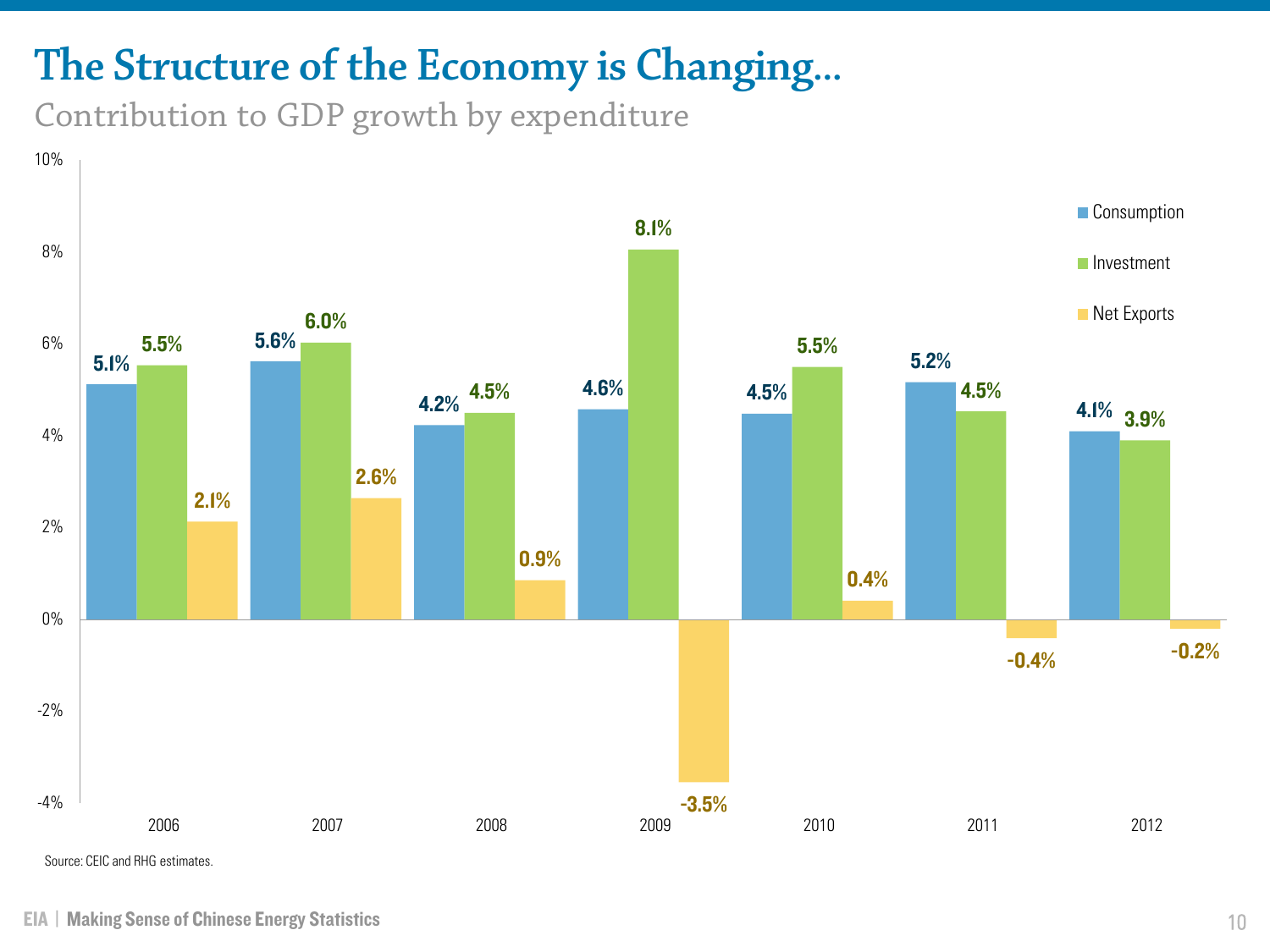# The Structure of the Economy is Changing…

Contribution to GDP growth by expenditure

| Year | Consumption | Investment | Net Exports |
| --- | --- | --- | --- |
| 2006 | 5.1% | 5.5% | 2.1% |
| 2007 | 5.6% | 6.0% | 2.6% |
| 2008 | 4.2% | 4.5% | 0.9% |
| 2009 | 4.6% | 8.1% | -3.5% |
| 2010 | 4.5% | 5.5% | 0.4% |
| 2011 | 5.2% | 4.5% | -0.4% |
| 2012 | 4.1% | 3.9% | -0.2% |

Source: CEIC and RHG estimates.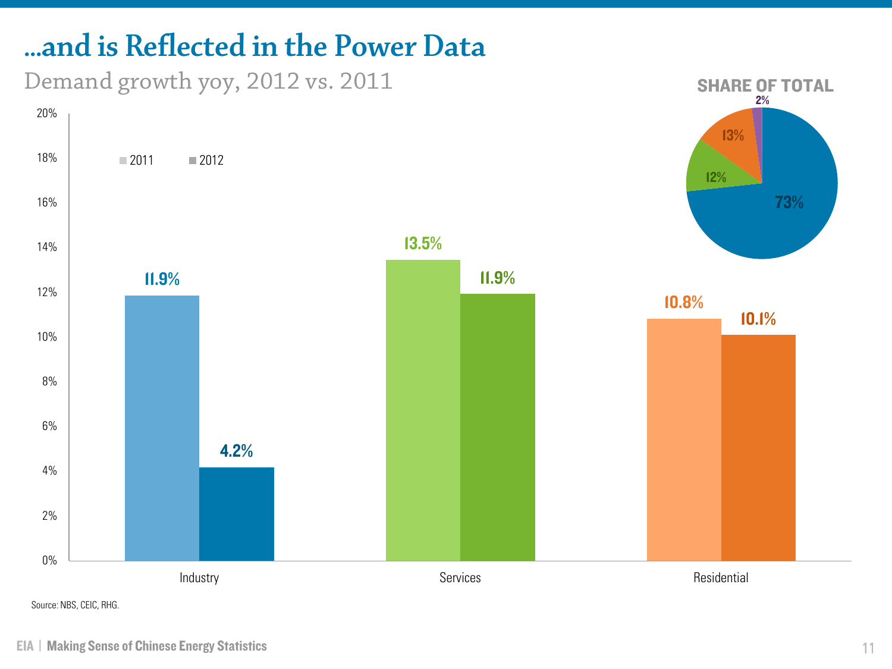# ...and is Reflected in the Power Data

Demand growth yoy, 2012 vs. 2011

| | 2011 | 2012 |
|---|---|---|
| Industry | 11.9% | 4.2% |
| Services | 13.5% | 11.9% |
| Residential | 10.8% | 10.1% |

**SHARE OF TOTAL**

73%, 12%, 13%, 2%

Source: NBS, CEIC, RHG.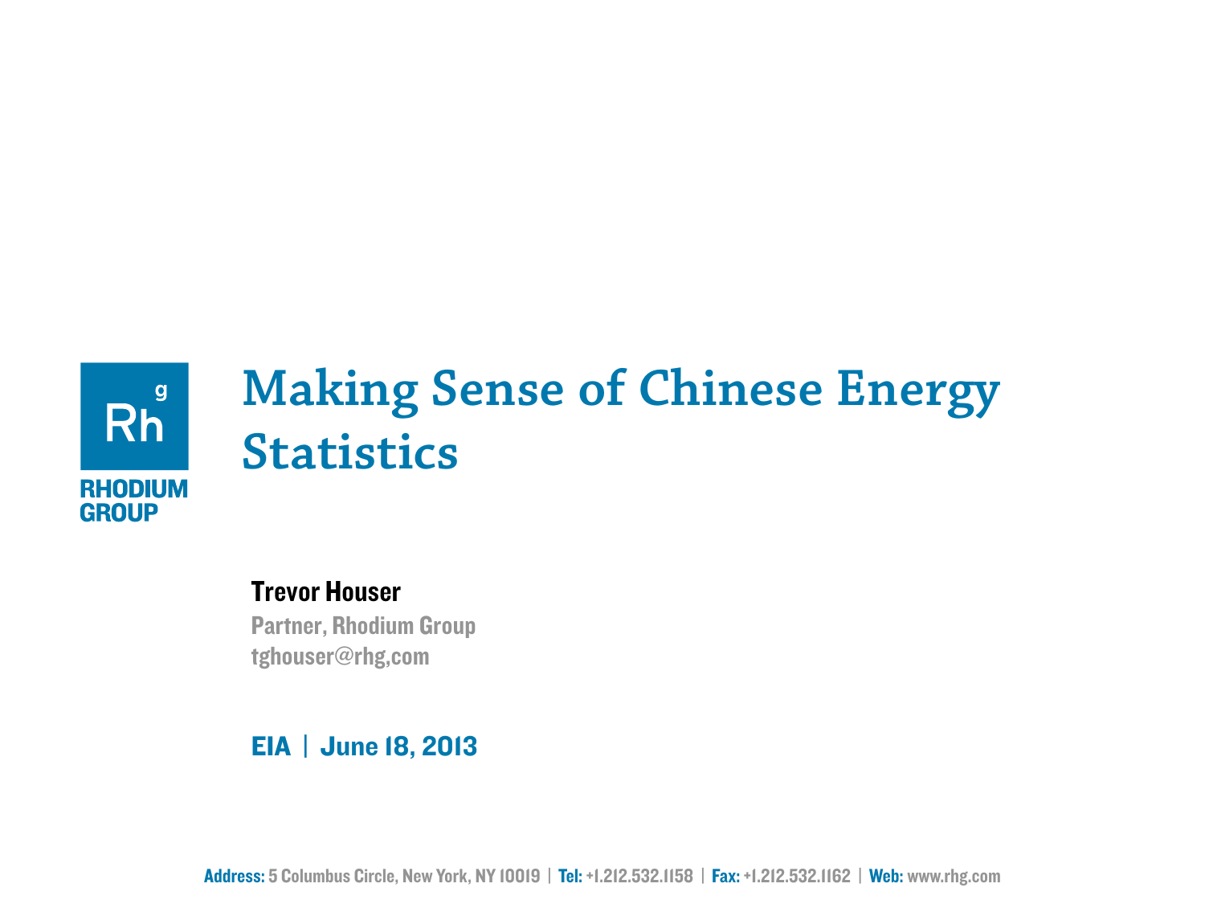RHODIUM GROUP

# Making Sense of Chinese Energy Statistics

**Trevor Houser**

Partner, Rhodium Group

tghouser@rhg,com

**EIA | June 18, 2013**

**Address:** 5 Columbus Circle, New York, NY 10019 | **Tel:** +1.212.532.1158 | **Fax:** +1.212.532.1162 | **Web:** www.rhg.com